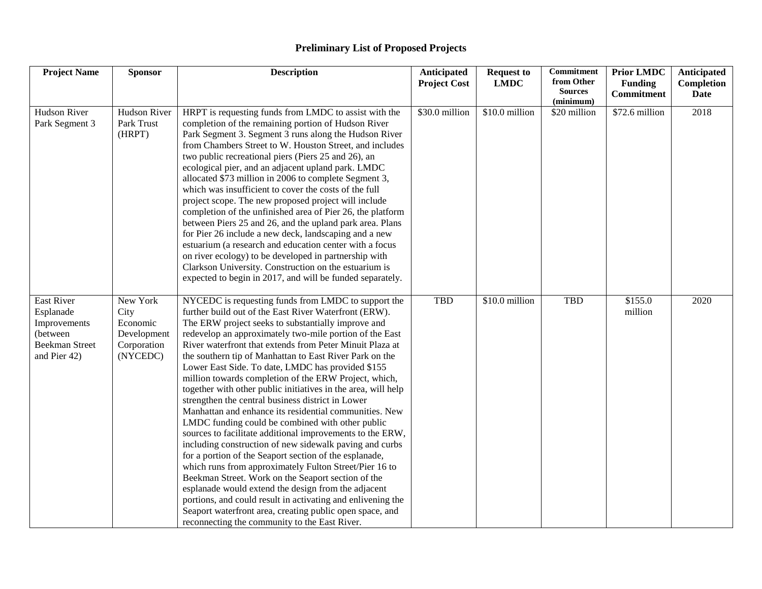# Preliminary List of Proposed Projects

| Project Name | Sponsor | Description | Anticipated Project Cost | Request to LMDC | Commitment from Other Sources (minimum) | Prior LMDC Funding Commitment | Anticipated Completion Date |
|---|---|---|---|---|---|---|---|
| Hudson River Park Segment 3 | Hudson River Park Trust (HRPT) | HRPT is requesting funds from LMDC to assist with the completion of the remaining portion of Hudson River Park Segment 3. Segment 3 runs along the Hudson River from Chambers Street to W. Houston Street, and includes two public recreational piers (Piers 25 and 26), an ecological pier, and an adjacent upland park. LMDC allocated $73 million in 2006 to complete Segment 3, which was insufficient to cover the costs of the full project scope. The new proposed project will include completion of the unfinished area of Pier 26, the platform between Piers 25 and 26, and the upland park area. Plans for Pier 26 include a new deck, landscaping and a new estuarium (a research and education center with a focus on river ecology) to be developed in partnership with Clarkson University. Construction on the estuarium is expected to begin in 2017, and will be funded separately. | $30.0 million | $10.0 million | $20 million | $72.6 million | 2018 |
| East River Esplanade Improvements (between Beekman Street and Pier 42) | New York City Economic Development Corporation (NYCEDC) | NYCEDC is requesting funds from LMDC to support the further build out of the East River Waterfront (ERW). The ERW project seeks to substantially improve and redevelop an approximately two-mile portion of the East River waterfront that extends from Peter Minuit Plaza at the southern tip of Manhattan to East River Park on the Lower East Side. To date, LMDC has provided $155 million towards completion of the ERW Project, which, together with other public initiatives in the area, will help strengthen the central business district in Lower Manhattan and enhance its residential communities. New LMDC funding could be combined with other public sources to facilitate additional improvements to the ERW, including construction of new sidewalk paving and curbs for a portion of the Seaport section of the esplanade, which runs from approximately Fulton Street/Pier 16 to Beekman Street. Work on the Seaport section of the esplanade would extend the design from the adjacent portions, and could result in activating and enlivening the Seaport waterfront area, creating public open space, and reconnecting the community to the East River. | TBD | $10.0 million | TBD | $155.0 million | 2020 |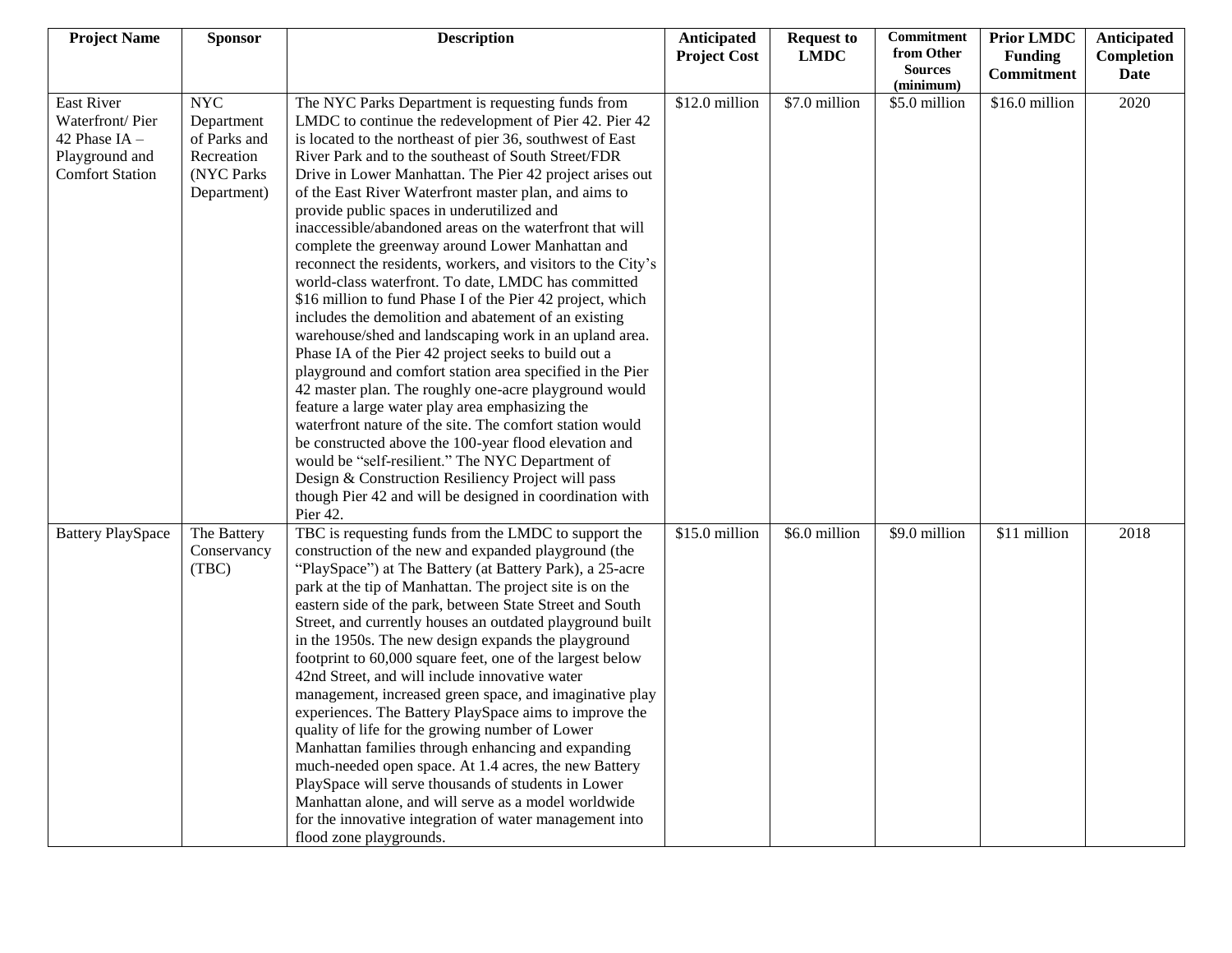| Project Name | Sponsor | Description | Anticipated Project Cost | Request to LMDC | Commitment from Other Sources (minimum) | Prior LMDC Funding Commitment | Anticipated Completion Date |
|---|---|---|---|---|---|---|---|
| East River Waterfront/ Pier 42 Phase IA – Playground and Comfort Station | NYC Department of Parks and Recreation (NYC Parks Department) | The NYC Parks Department is requesting funds from LMDC to continue the redevelopment of Pier 42. Pier 42 is located to the northeast of pier 36, southwest of East River Park and to the southeast of South Street/FDR Drive in Lower Manhattan. The Pier 42 project arises out of the East River Waterfront master plan, and aims to provide public spaces in underutilized and inaccessible/abandoned areas on the waterfront that will complete the greenway around Lower Manhattan and reconnect the residents, workers, and visitors to the City's world-class waterfront. To date, LMDC has committed $16 million to fund Phase I of the Pier 42 project, which includes the demolition and abatement of an existing warehouse/shed and landscaping work in an upland area. Phase IA of the Pier 42 project seeks to build out a playground and comfort station area specified in the Pier 42 master plan. The roughly one-acre playground would feature a large water play area emphasizing the waterfront nature of the site. The comfort station would be constructed above the 100-year flood elevation and would be "self-resilient." The NYC Department of Design & Construction Resiliency Project will pass though Pier 42 and will be designed in coordination with Pier 42. | $12.0 million | $7.0 million | $5.0 million | $16.0 million | 2020 |
| Battery PlaySpace | The Battery Conservancy (TBC) | TBC is requesting funds from the LMDC to support the construction of the new and expanded playground (the "PlaySpace") at The Battery (at Battery Park), a 25-acre park at the tip of Manhattan. The project site is on the eastern side of the park, between State Street and South Street, and currently houses an outdated playground built in the 1950s. The new design expands the playground footprint to 60,000 square feet, one of the largest below 42nd Street, and will include innovative water management, increased green space, and imaginative play experiences. The Battery PlaySpace aims to improve the quality of life for the growing number of Lower Manhattan families through enhancing and expanding much-needed open space. At 1.4 acres, the new Battery PlaySpace will serve thousands of students in Lower Manhattan alone, and will serve as a model worldwide for the innovative integration of water management into flood zone playgrounds. | $15.0 million | $6.0 million | $9.0 million | $11 million | 2018 |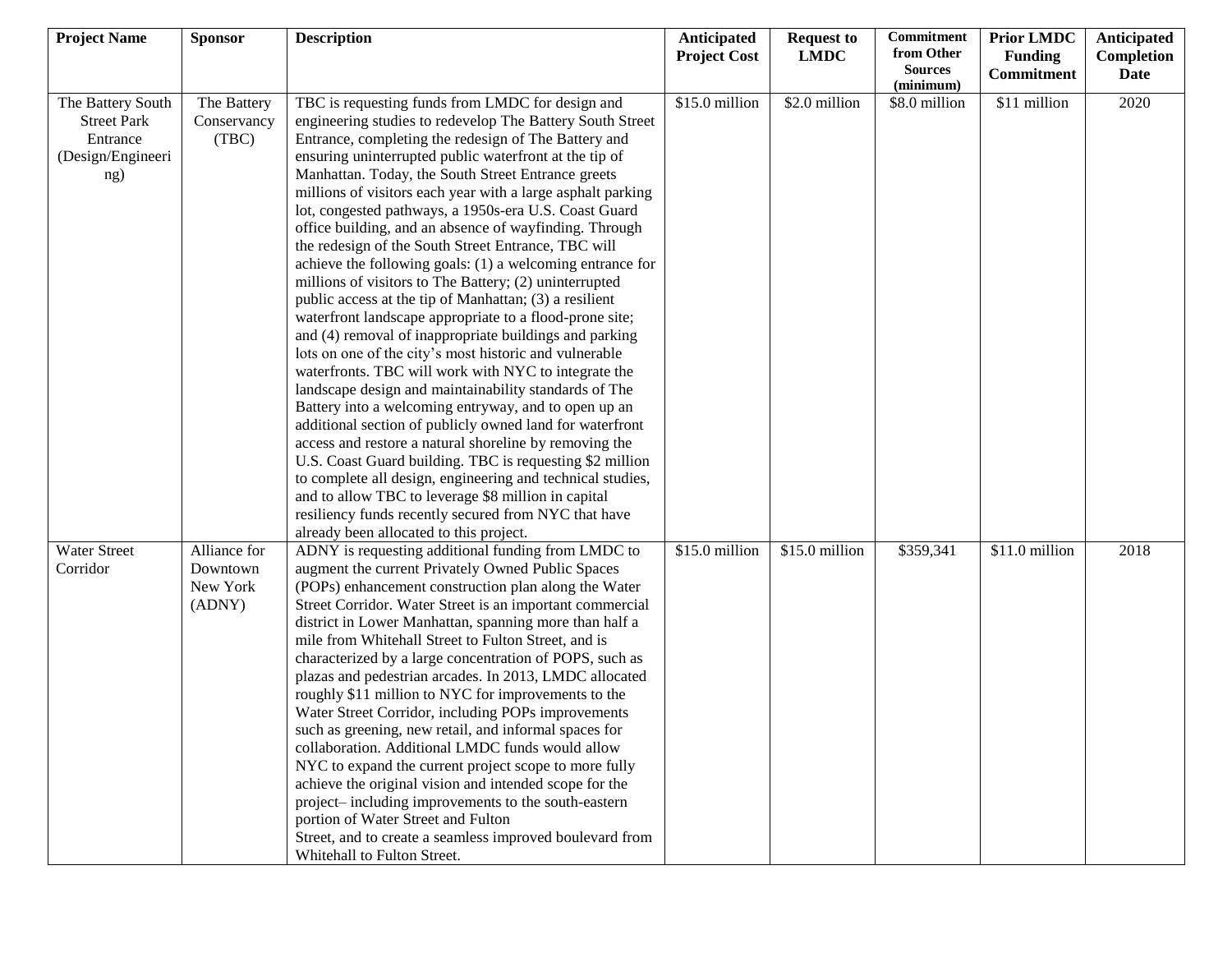| Project Name | Sponsor | Description | Anticipated Project Cost | Request to LMDC | Commitment from Other Sources (minimum) | Prior LMDC Funding Commitment | Anticipated Completion Date |
|---|---|---|---|---|---|---|---|
| The Battery South Street Park Entrance (Design/Engineering) | The Battery Conservancy (TBC) | TBC is requesting funds from LMDC for design and engineering studies to redevelop The Battery South Street Entrance, completing the redesign of The Battery and ensuring uninterrupted public waterfront at the tip of Manhattan. Today, the South Street Entrance greets millions of visitors each year with a large asphalt parking lot, congested pathways, a 1950s-era U.S. Coast Guard office building, and an absence of wayfinding. Through the redesign of the South Street Entrance, TBC will achieve the following goals: (1) a welcoming entrance for millions of visitors to The Battery; (2) uninterrupted public access at the tip of Manhattan; (3) a resilient waterfront landscape appropriate to a flood-prone site; and (4) removal of inappropriate buildings and parking lots on one of the city's most historic and vulnerable waterfronts. TBC will work with NYC to integrate the landscape design and maintainability standards of The Battery into a welcoming entryway, and to open up an additional section of publicly owned land for waterfront access and restore a natural shoreline by removing the U.S. Coast Guard building. TBC is requesting $2 million to complete all design, engineering and technical studies, and to allow TBC to leverage $8 million in capital resiliency funds recently secured from NYC that have already been allocated to this project. | $15.0 million | $2.0 million | $8.0 million | $11 million | 2020 |
| Water Street Corridor | Alliance for Downtown New York (ADNY) | ADNY is requesting additional funding from LMDC to augment the current Privately Owned Public Spaces (POPs) enhancement construction plan along the Water Street Corridor. Water Street is an important commercial district in Lower Manhattan, spanning more than half a mile from Whitehall Street to Fulton Street, and is characterized by a large concentration of POPS, such as plazas and pedestrian arcades. In 2013, LMDC allocated roughly $11 million to NYC for improvements to the Water Street Corridor, including POPs improvements such as greening, new retail, and informal spaces for collaboration. Additional LMDC funds would allow NYC to expand the current project scope to more fully achieve the original vision and intended scope for the project– including improvements to the south-eastern portion of Water Street and Fulton Street, and to create a seamless improved boulevard from Whitehall to Fulton Street. | $15.0 million | $15.0 million | $359,341 | $11.0 million | 2018 |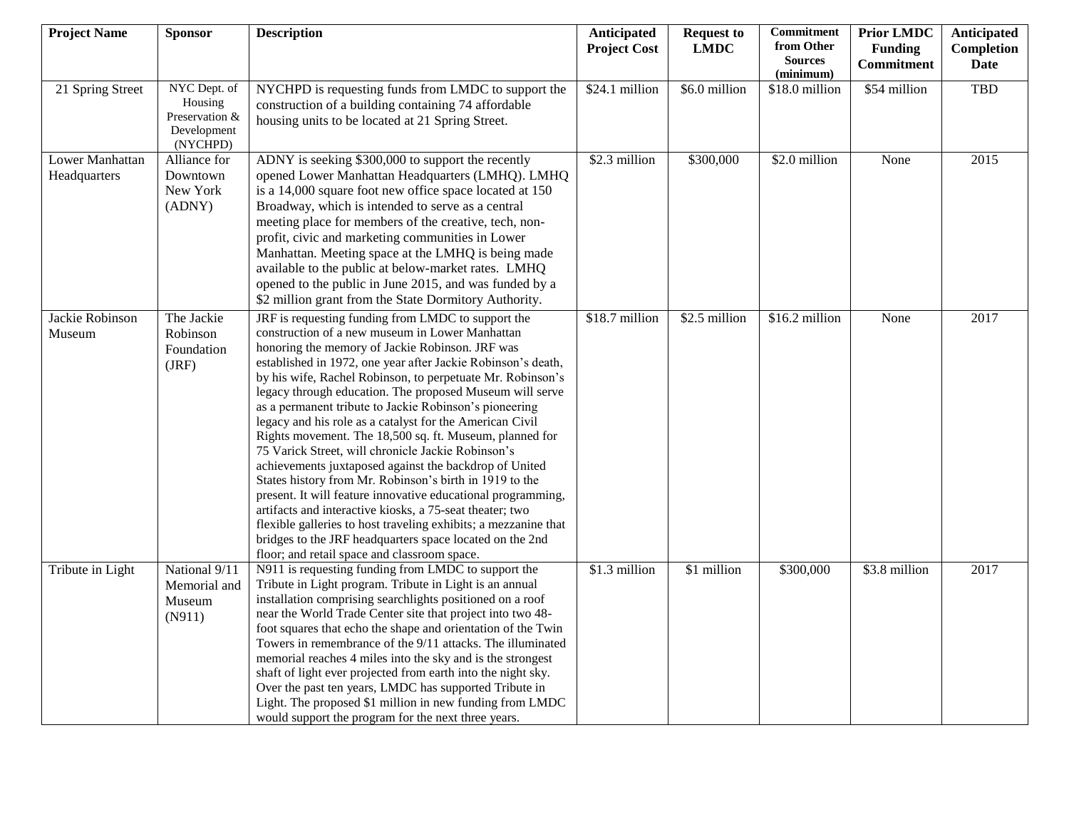| Project Name | Sponsor | Description | Anticipated Project Cost | Request to LMDC | Commitment from Other Sources (minimum) | Prior LMDC Funding Commitment | Anticipated Completion Date |
|---|---|---|---|---|---|---|---|
| 21 Spring Street | NYC Dept. of Housing Preservation & Development (NYCHPD) | NYCHPD is requesting funds from LMDC to support the construction of a building containing 74 affordable housing units to be located at 21 Spring Street. | $24.1 million | $6.0 million | $18.0 million | $54 million | TBD |
| Lower Manhattan Headquarters | Alliance for Downtown New York (ADNY) | ADNY is seeking $300,000 to support the recently opened Lower Manhattan Headquarters (LMHQ). LMHQ is a 14,000 square foot new office space located at 150 Broadway, which is intended to serve as a central meeting place for members of the creative, tech, non-profit, civic and marketing communities in Lower Manhattan. Meeting space at the LMHQ is being made available to the public at below-market rates. LMHQ opened to the public in June 2015, and was funded by a $2 million grant from the State Dormitory Authority. | $2.3 million | $300,000 | $2.0 million | None | 2015 |
| Jackie Robinson Museum | The Jackie Robinson Foundation (JRF) | JRF is requesting funding from LMDC to support the construction of a new museum in Lower Manhattan honoring the memory of Jackie Robinson. JRF was established in 1972, one year after Jackie Robinson's death, by his wife, Rachel Robinson, to perpetuate Mr. Robinson's legacy through education. The proposed Museum will serve as a permanent tribute to Jackie Robinson's pioneering legacy and his role as a catalyst for the American Civil Rights movement. The 18,500 sq. ft. Museum, planned for 75 Varick Street, will chronicle Jackie Robinson's achievements juxtaposed against the backdrop of United States history from Mr. Robinson's birth in 1919 to the present. It will feature innovative educational programming, artifacts and interactive kiosks, a 75-seat theater; two flexible galleries to host traveling exhibits; a mezzanine that bridges to the JRF headquarters space located on the 2nd floor; and retail space and classroom space. | $18.7 million | $2.5 million | $16.2 million | None | 2017 |
| Tribute in Light | National 9/11 Memorial and Museum (N911) | N911 is requesting funding from LMDC to support the Tribute in Light program. Tribute in Light is an annual installation comprising searchlights positioned on a roof near the World Trade Center site that project into two 48-foot squares that echo the shape and orientation of the Twin Towers in remembrance of the 9/11 attacks. The illuminated memorial reaches 4 miles into the sky and is the strongest shaft of light ever projected from earth into the night sky. Over the past ten years, LMDC has supported Tribute in Light. The proposed $1 million in new funding from LMDC would support the program for the next three years. | $1.3 million | $1 million | $300,000 | $3.8 million | 2017 |